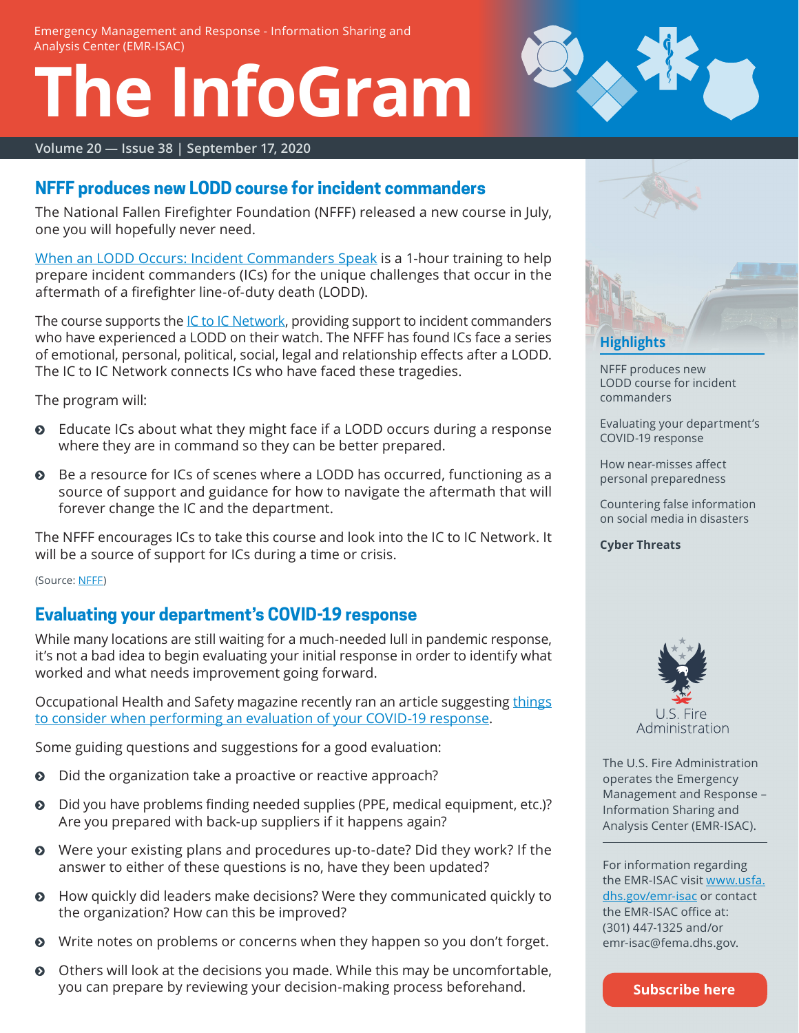Emergency Management and Response - Information Sharing and Analysis Center (EMR-ISAC)

# The InfoGram

## NFFF produces new LODD course for incident commanders

The National Fallen Firefighter Foundation (NFFF) released a new course in July, one you will hopefully never need.

When an LODD Occurs: Incident Commanders Speak is a 1-hour training to help prepare incident commanders (ICs) for the unique challenges that occur in the aftermath of a firefighter line-of-duty death (LODD).

The course supports the IC to IC Network, providing support to incident commanders who have experienced a LODD on their watch. The NFFF has found ICs face a series of emotional, personal, political, social, legal and relationship effects after a LODD. The IC to IC Network connects ICs who have faced these tragedies.

The program will:

- Educate ICs about what they might face if a LODD occurs during a response where they are in command so they can be better prepared.
- Be a resource for ICs of scenes where a LODD has occurred, functioning as a source of support and guidance for how to navigate the aftermath that will forever change the IC and the department.

The NFFF encourages ICs to take this course and look into the IC to IC Network. It will be a source of support for ICs during a time or crisis.

(Source: NFFF)

## Evaluating your department's COVID-19 response

While many locations are still waiting for a much-needed lull in pandemic response, it's not a bad idea to begin evaluating your initial response in order to identify what worked and what needs improvement going forward.

Occupational Health and Safety magazine recently ran an article suggesting things to consider when performing an evaluation of your COVID-19 response.

Some guiding questions and suggestions for a good evaluation:

- Did the organization take a proactive or reactive approach?
- Did you have problems finding needed supplies (PPE, medical equipment, etc.)? Are you prepared with back-up suppliers if it happens again?
- Were your existing plans and procedures up-to-date? Did they work? If the answer to either of these questions is no, have they been updated?
- How quickly did leaders make decisions? Were they communicated quickly to the organization? How can this be improved?
- Write notes on problems or concerns when they happen so you don't forget.
- Others will look at the decisions you made. While this may be uncomfortable, you can prepare by reviewing your decision-making process beforehand.

### Highlights

NFFF produces new LODD course for incident commanders

Evaluating your department's COVID-19 response

How near-misses affect personal preparedness

Countering false information on social media in disasters

**Cyber Threats**

U.S. Fire Administration

The U.S. Fire Administration operates the Emergency Management and Response – Information Sharing and Analysis Center (EMR-ISAC).

For information regarding the EMR-ISAC visit www.usfa.dhs.gov/emr-isac or contact the EMR-ISAC office at: (301) 447-1325 and/or emr-isac@fema.dhs.gov.

Subscribe here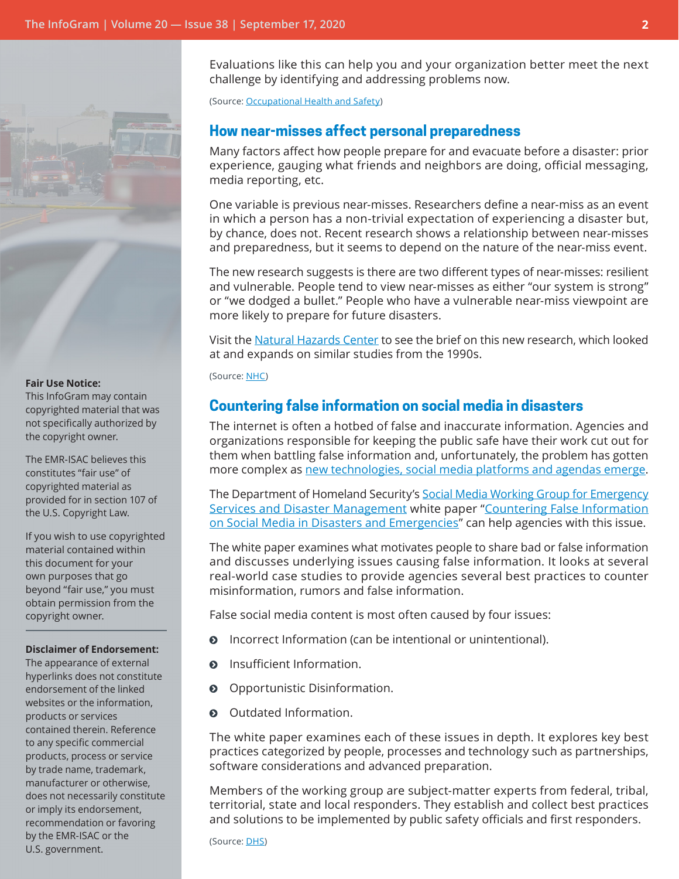Evaluations like this can help you and your organization better meet the next challenge by identifying and addressing problems now.

(Source: Occupational Health and Safety)

## How near-misses affect personal preparedness

Many factors affect how people prepare for and evacuate before a disaster: prior experience, gauging what friends and neighbors are doing, official messaging, media reporting, etc.

One variable is previous near-misses. Researchers define a near-miss as an event in which a person has a non-trivial expectation of experiencing a disaster but, by chance, does not. Recent research shows a relationship between near-misses and preparedness, but it seems to depend on the nature of the near-miss event.

The new research suggests is there are two different types of near-misses: resilient and vulnerable. People tend to view near-misses as either "our system is strong" or "we dodged a bullet." People who have a vulnerable near-miss viewpoint are more likely to prepare for future disasters.

Visit the Natural Hazards Center to see the brief on this new research, which looked at and expands on similar studies from the 1990s.

(Source: NHC)

## Countering false information on social media in disasters

The internet is often a hotbed of false and inaccurate information. Agencies and organizations responsible for keeping the public safe have their work cut out for them when battling false information and, unfortunately, the problem has gotten more complex as new technologies, social media platforms and agendas emerge.

The Department of Homeland Security's Social Media Working Group for Emergency Services and Disaster Management white paper "Countering False Information on Social Media in Disasters and Emergencies" can help agencies with this issue.

The white paper examines what motivates people to share bad or false information and discusses underlying issues causing false information. It looks at several real-world case studies to provide agencies several best practices to counter misinformation, rumors and false information.

False social media content is most often caused by four issues:

- Incorrect Information (can be intentional or unintentional).
- Insufficient Information.
- Opportunistic Disinformation.
- Outdated Information.

The white paper examines each of these issues in depth. It explores key best practices categorized by people, processes and technology such as partnerships, software considerations and advanced preparation.

Members of the working group are subject-matter experts from federal, tribal, territorial, state and local responders. They establish and collect best practices and solutions to be implemented by public safety officials and first responders.

(Source: DHS)

**Fair Use Notice:**
This InfoGram may contain copyrighted material that was not specifically authorized by the copyright owner.

The EMR-ISAC believes this constitutes "fair use" of copyrighted material as provided for in section 107 of the U.S. Copyright Law.

If you wish to use copyrighted material contained within this document for your own purposes that go beyond "fair use," you must obtain permission from the copyright owner.

**Disclaimer of Endorsement:**
The appearance of external hyperlinks does not constitute endorsement of the linked websites or the information, products or services contained therein. Reference to any specific commercial products, process or service by trade name, trademark, manufacturer or otherwise, does not necessarily constitute or imply its endorsement, recommendation or favoring by the EMR-ISAC or the U.S. government.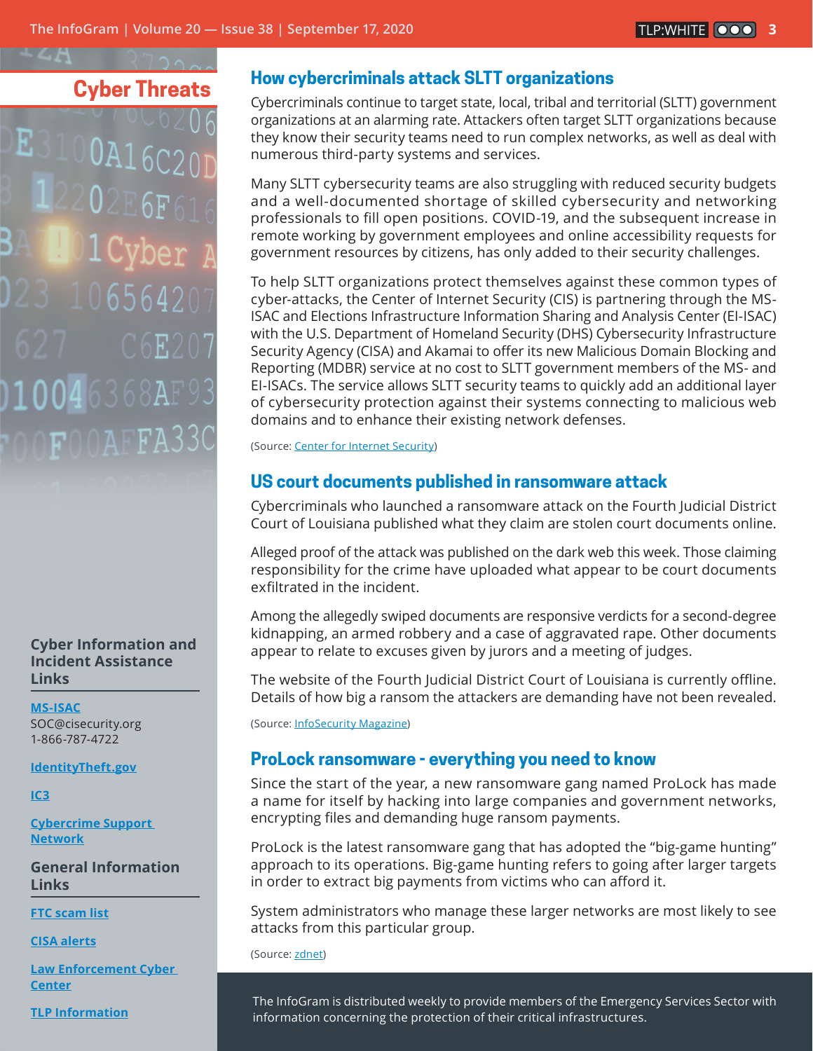## Cyber Threats

### How cybercriminals attack SLTT organizations

Cybercriminals continue to target state, local, tribal and territorial (SLTT) government organizations at an alarming rate. Attackers often target SLTT organizations because they know their security teams need to run complex networks, as well as deal with numerous third-party systems and services.

Many SLTT cybersecurity teams are also struggling with reduced security budgets and a well-documented shortage of skilled cybersecurity and networking professionals to fill open positions. COVID-19, and the subsequent increase in remote working by government employees and online accessibility requests for government resources by citizens, has only added to their security challenges.

To help SLTT organizations protect themselves against these common types of cyber-attacks, the Center of Internet Security (CIS) is partnering through the MS-ISAC and Elections Infrastructure Information Sharing and Analysis Center (EI-ISAC) with the U.S. Department of Homeland Security (DHS) Cybersecurity Infrastructure Security Agency (CISA) and Akamai to offer its new Malicious Domain Blocking and Reporting (MDBR) service at no cost to SLTT government members of the MS- and EI-ISACs. The service allows SLTT security teams to quickly add an additional layer of cybersecurity protection against their systems connecting to malicious web domains and to enhance their existing network defenses.

(Source: [Center for Internet Security])

### US court documents published in ransomware attack

Cybercriminals who launched a ransomware attack on the Fourth Judicial District Court of Louisiana published what they claim are stolen court documents online.

Alleged proof of the attack was published on the dark web this week. Those claiming responsibility for the crime have uploaded what appear to be court documents exfiltrated in the incident.

Among the allegedly swiped documents are responsive verdicts for a second-degree kidnapping, an armed robbery and a case of aggravated rape. Other documents appear to relate to excuses given by jurors and a meeting of judges.

The website of the Fourth Judicial District Court of Louisiana is currently offline. Details of how big a ransom the attackers are demanding have not been revealed.

(Source: [InfoSecurity Magazine])

### ProLock ransomware - everything you need to know

Since the start of the year, a new ransomware gang named ProLock has made a name for itself by hacking into large companies and government networks, encrypting files and demanding huge ransom payments.

ProLock is the latest ransomware gang that has adopted the "big-game hunting" approach to its operations. Big-game hunting refers to going after larger targets in order to extract big payments from victims who can afford it.

System administrators who manage these larger networks are most likely to see attacks from this particular group.

(Source: [zdnet])

---

**Cyber Information and Incident Assistance Links**

**MS-ISAC**
SOC@cisecurity.org
1-866-787-4722

**IdentityTheft.gov**

**IC3**

**Cybercrime Support Network**

**General Information Links**

**FTC scam list**

**CISA alerts**

**Law Enforcement Cyber Center**

**TLP Information**

---

The InfoGram is distributed weekly to provide members of the Emergency Services Sector with information concerning the protection of their critical infrastructures.